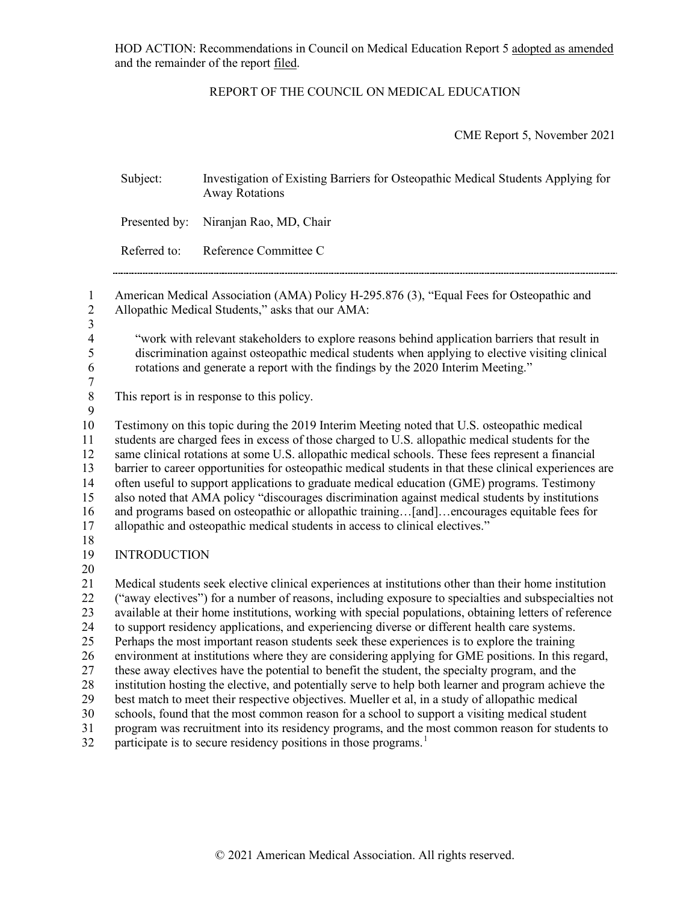HOD ACTION: Recommendations in Council on Medical Education Report 5 adopted as amended and the remainder of the report filed.

REPORT OF THE COUNCIL ON MEDICAL EDUCATION

CME Report 5, November 2021

Subject: Investigation of Existing Barriers for Osteopathic Medical Students Applying for Away Rotations

Presented by: Niranjan Rao, MD, Chair

Referred to: Reference Committee C

---

American Medical Association (AMA) Policy H-295.876 (3), "Equal Fees for Osteopathic and Allopathic Medical Students," asks that our AMA:

> "work with relevant stakeholders to explore reasons behind application barriers that result in discrimination against osteopathic medical students when applying to elective visiting clinical rotations and generate a report with the findings by the 2020 Interim Meeting."

This report is in response to this policy.

Testimony on this topic during the 2019 Interim Meeting noted that U.S. osteopathic medical students are charged fees in excess of those charged to U.S. allopathic medical students for the same clinical rotations at some U.S. allopathic medical schools. These fees represent a financial barrier to career opportunities for osteopathic medical students in that these clinical experiences are often useful to support applications to graduate medical education (GME) programs. Testimony also noted that AMA policy "discourages discrimination against medical students by institutions and programs based on osteopathic or allopathic training…[and]…encourages equitable fees for allopathic and osteopathic medical students in access to clinical electives."

## INTRODUCTION

Medical students seek elective clinical experiences at institutions other than their home institution ("away electives") for a number of reasons, including exposure to specialties and subspecialties not available at their home institutions, working with special populations, obtaining letters of reference to support residency applications, and experiencing diverse or different health care systems. Perhaps the most important reason students seek these experiences is to explore the training environment at institutions where they are considering applying for GME positions. In this regard, these away electives have the potential to benefit the student, the specialty program, and the institution hosting the elective, and potentially serve to help both learner and program achieve the best match to meet their respective objectives. Mueller et al, in a study of allopathic medical schools, found that the most common reason for a school to support a visiting medical student program was recruitment into its residency programs, and the most common reason for students to participate is to secure residency positions in those programs.[1]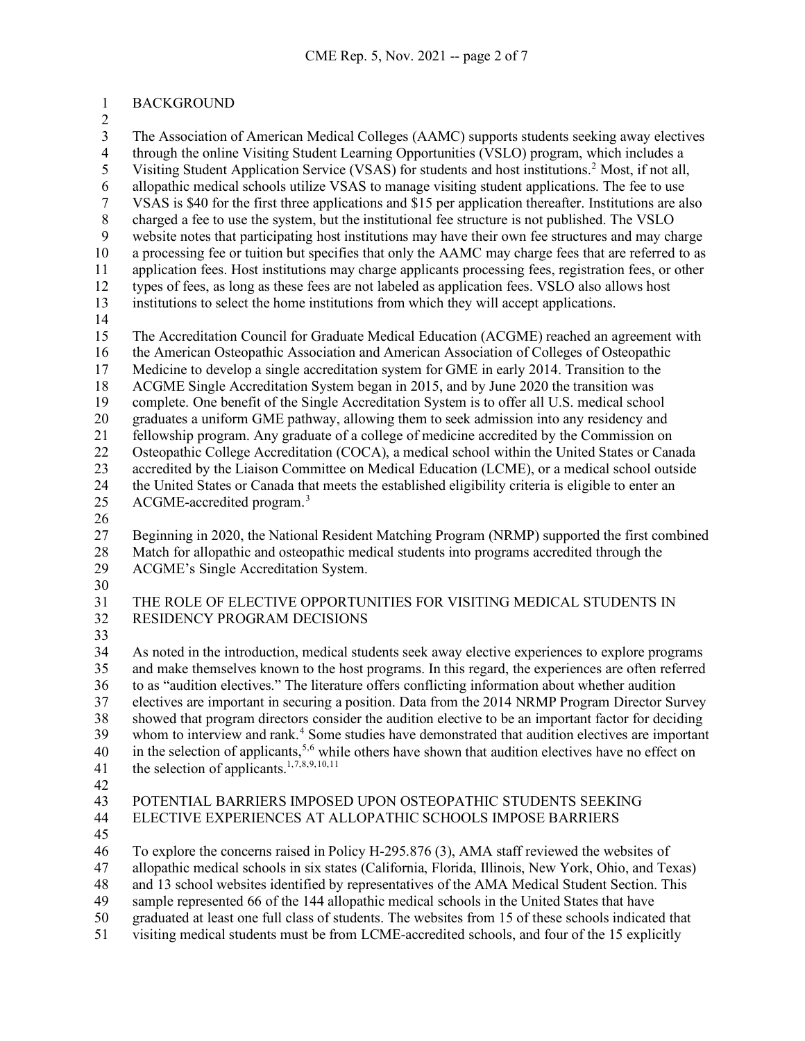## BACKGROUND

The Association of American Medical Colleges (AAMC) supports students seeking away electives through the online Visiting Student Learning Opportunities (VSLO) program, which includes a Visiting Student Application Service (VSAS) for students and host institutions.[2] Most, if not all, allopathic medical schools utilize VSAS to manage visiting student applications. The fee to use VSAS is $40 for the first three applications and $15 per application thereafter. Institutions are also charged a fee to use the system, but the institutional fee structure is not published. The VSLO website notes that participating host institutions may have their own fee structures and may charge a processing fee or tuition but specifies that only the AAMC may charge fees that are referred to as application fees. Host institutions may charge applicants processing fees, registration fees, or other types of fees, as long as these fees are not labeled as application fees. VSLO also allows host institutions to select the home institutions from which they will accept applications.

The Accreditation Council for Graduate Medical Education (ACGME) reached an agreement with the American Osteopathic Association and American Association of Colleges of Osteopathic Medicine to develop a single accreditation system for GME in early 2014. Transition to the ACGME Single Accreditation System began in 2015, and by June 2020 the transition was complete. One benefit of the Single Accreditation System is to offer all U.S. medical school graduates a uniform GME pathway, allowing them to seek admission into any residency and fellowship program. Any graduate of a college of medicine accredited by the Commission on Osteopathic College Accreditation (COCA), a medical school within the United States or Canada accredited by the Liaison Committee on Medical Education (LCME), or a medical school outside the United States or Canada that meets the established eligibility criteria is eligible to enter an ACGME-accredited program.[3]

Beginning in 2020, the National Resident Matching Program (NRMP) supported the first combined Match for allopathic and osteopathic medical students into programs accredited through the ACGME's Single Accreditation System.

## THE ROLE OF ELECTIVE OPPORTUNITIES FOR VISITING MEDICAL STUDENTS IN RESIDENCY PROGRAM DECISIONS

As noted in the introduction, medical students seek away elective experiences to explore programs and make themselves known to the host programs. In this regard, the experiences are often referred to as "audition electives." The literature offers conflicting information about whether audition electives are important in securing a position. Data from the 2014 NRMP Program Director Survey showed that program directors consider the audition elective to be an important factor for deciding whom to interview and rank.[4] Some studies have demonstrated that audition electives are important in the selection of applicants,[5,6] while others have shown that audition electives have no effect on the selection of applicants.[1,7,8,9,10,11]

## POTENTIAL BARRIERS IMPOSED UPON OSTEOPATHIC STUDENTS SEEKING ELECTIVE EXPERIENCES AT ALLOPATHIC SCHOOLS IMPOSE BARRIERS

To explore the concerns raised in Policy H-295.876 (3), AMA staff reviewed the websites of allopathic medical schools in six states (California, Florida, Illinois, New York, Ohio, and Texas) and 13 school websites identified by representatives of the AMA Medical Student Section. This sample represented 66 of the 144 allopathic medical schools in the United States that have graduated at least one full class of students. The websites from 15 of these schools indicated that visiting medical students must be from LCME-accredited schools, and four of the 15 explicitly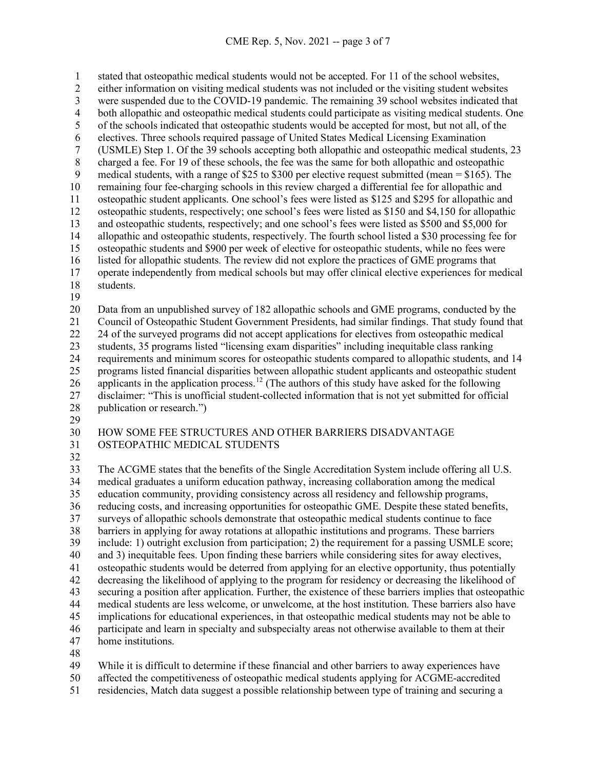stated that osteopathic medical students would not be accepted. For 11 of the school websites, either information on visiting medical students was not included or the visiting student websites were suspended due to the COVID-19 pandemic. The remaining 39 school websites indicated that both allopathic and osteopathic medical students could participate as visiting medical students. One of the schools indicated that osteopathic students would be accepted for most, but not all, of the electives. Three schools required passage of United States Medical Licensing Examination (USMLE) Step 1. Of the 39 schools accepting both allopathic and osteopathic medical students, 23 charged a fee. For 19 of these schools, the fee was the same for both allopathic and osteopathic medical students, with a range of $25 to $300 per elective request submitted (mean = $165). The remaining four fee-charging schools in this review charged a differential fee for allopathic and osteopathic student applicants. One school's fees were listed as $125 and $295 for allopathic and osteopathic students, respectively; one school's fees were listed as $150 and $4,150 for allopathic and osteopathic students, respectively; and one school's fees were listed as $500 and $5,000 for allopathic and osteopathic students, respectively. The fourth school listed a $30 processing fee for osteopathic students and $900 per week of elective for osteopathic students, while no fees were listed for allopathic students. The review did not explore the practices of GME programs that operate independently from medical schools but may offer clinical elective experiences for medical students.

Data from an unpublished survey of 182 allopathic schools and GME programs, conducted by the Council of Osteopathic Student Government Presidents, had similar findings. That study found that 24 of the surveyed programs did not accept applications for electives from osteopathic medical students, 35 programs listed "licensing exam disparities" including inequitable class ranking requirements and minimum scores for osteopathic students compared to allopathic students, and 14 programs listed financial disparities between allopathic student applicants and osteopathic student applicants in the application process.[12] (The authors of this study have asked for the following disclaimer: "This is unofficial student-collected information that is not yet submitted for official publication or research.")

## HOW SOME FEE STRUCTURES AND OTHER BARRIERS DISADVANTAGE OSTEOPATHIC MEDICAL STUDENTS

The ACGME states that the benefits of the Single Accreditation System include offering all U.S. medical graduates a uniform education pathway, increasing collaboration among the medical education community, providing consistency across all residency and fellowship programs, reducing costs, and increasing opportunities for osteopathic GME. Despite these stated benefits, surveys of allopathic schools demonstrate that osteopathic medical students continue to face barriers in applying for away rotations at allopathic institutions and programs. These barriers include: 1) outright exclusion from participation; 2) the requirement for a passing USMLE score; and 3) inequitable fees. Upon finding these barriers while considering sites for away electives, osteopathic students would be deterred from applying for an elective opportunity, thus potentially decreasing the likelihood of applying to the program for residency or decreasing the likelihood of securing a position after application. Further, the existence of these barriers implies that osteopathic medical students are less welcome, or unwelcome, at the host institution. These barriers also have implications for educational experiences, in that osteopathic medical students may not be able to participate and learn in specialty and subspecialty areas not otherwise available to them at their home institutions.

While it is difficult to determine if these financial and other barriers to away experiences have affected the competitiveness of osteopathic medical students applying for ACGME-accredited residencies, Match data suggest a possible relationship between type of training and securing a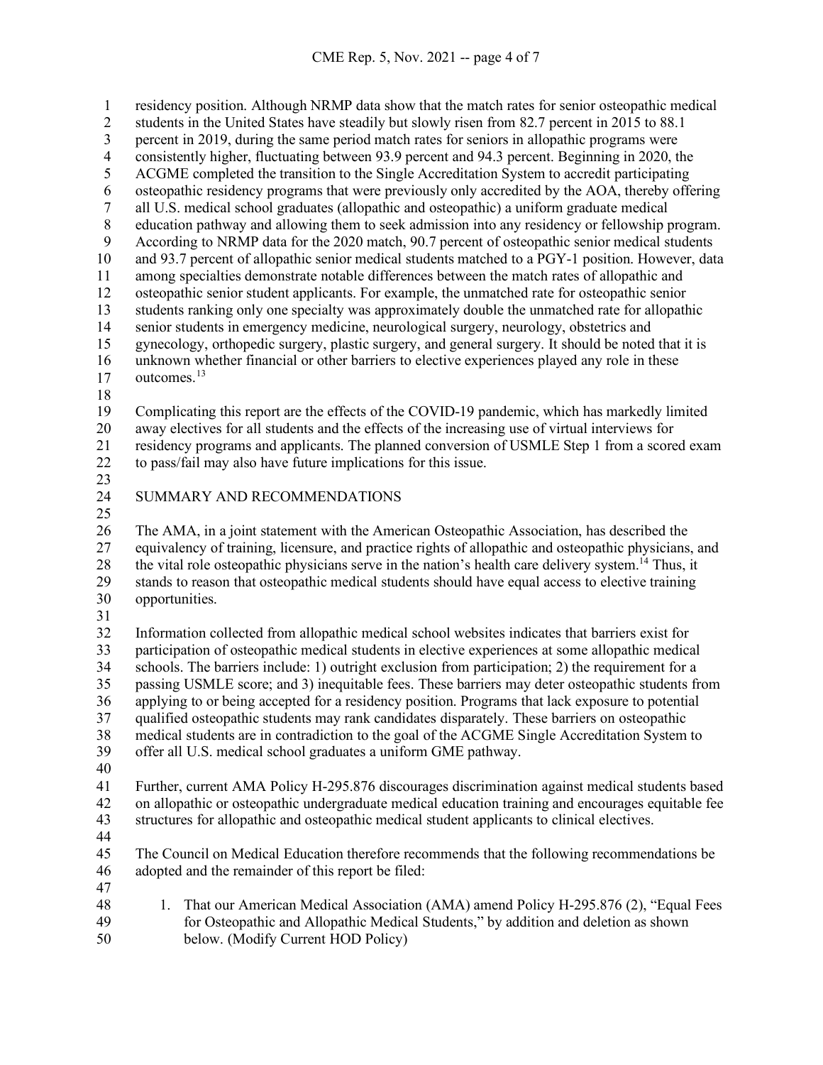residency position. Although NRMP data show that the match rates for senior osteopathic medical students in the United States have steadily but slowly risen from 82.7 percent in 2015 to 88.1 percent in 2019, during the same period match rates for seniors in allopathic programs were consistently higher, fluctuating between 93.9 percent and 94.3 percent. Beginning in 2020, the ACGME completed the transition to the Single Accreditation System to accredit participating osteopathic residency programs that were previously only accredited by the AOA, thereby offering all U.S. medical school graduates (allopathic and osteopathic) a uniform graduate medical education pathway and allowing them to seek admission into any residency or fellowship program. According to NRMP data for the 2020 match, 90.7 percent of osteopathic senior medical students and 93.7 percent of allopathic senior medical students matched to a PGY-1 position. However, data among specialties demonstrate notable differences between the match rates of allopathic and osteopathic senior student applicants. For example, the unmatched rate for osteopathic senior students ranking only one specialty was approximately double the unmatched rate for allopathic senior students in emergency medicine, neurological surgery, neurology, obstetrics and gynecology, orthopedic surgery, plastic surgery, and general surgery. It should be noted that it is unknown whether financial or other barriers to elective experiences played any role in these outcomes.[13]

Complicating this report are the effects of the COVID-19 pandemic, which has markedly limited away electives for all students and the effects of the increasing use of virtual interviews for residency programs and applicants. The planned conversion of USMLE Step 1 from a scored exam to pass/fail may also have future implications for this issue.

## SUMMARY AND RECOMMENDATIONS

The AMA, in a joint statement with the American Osteopathic Association, has described the equivalency of training, licensure, and practice rights of allopathic and osteopathic physicians, and the vital role osteopathic physicians serve in the nation's health care delivery system.[14] Thus, it stands to reason that osteopathic medical students should have equal access to elective training opportunities.

Information collected from allopathic medical school websites indicates that barriers exist for participation of osteopathic medical students in elective experiences at some allopathic medical schools. The barriers include: 1) outright exclusion from participation; 2) the requirement for a passing USMLE score; and 3) inequitable fees. These barriers may deter osteopathic students from applying to or being accepted for a residency position. Programs that lack exposure to potential qualified osteopathic students may rank candidates disparately. These barriers on osteopathic medical students are in contradiction to the goal of the ACGME Single Accreditation System to offer all U.S. medical school graduates a uniform GME pathway.

Further, current AMA Policy H-295.876 discourages discrimination against medical students based on allopathic or osteopathic undergraduate medical education training and encourages equitable fee structures for allopathic and osteopathic medical student applicants to clinical electives.

The Council on Medical Education therefore recommends that the following recommendations be adopted and the remainder of this report be filed:

1. That our American Medical Association (AMA) amend Policy H-295.876 (2), "Equal Fees for Osteopathic and Allopathic Medical Students," by addition and deletion as shown below. (Modify Current HOD Policy)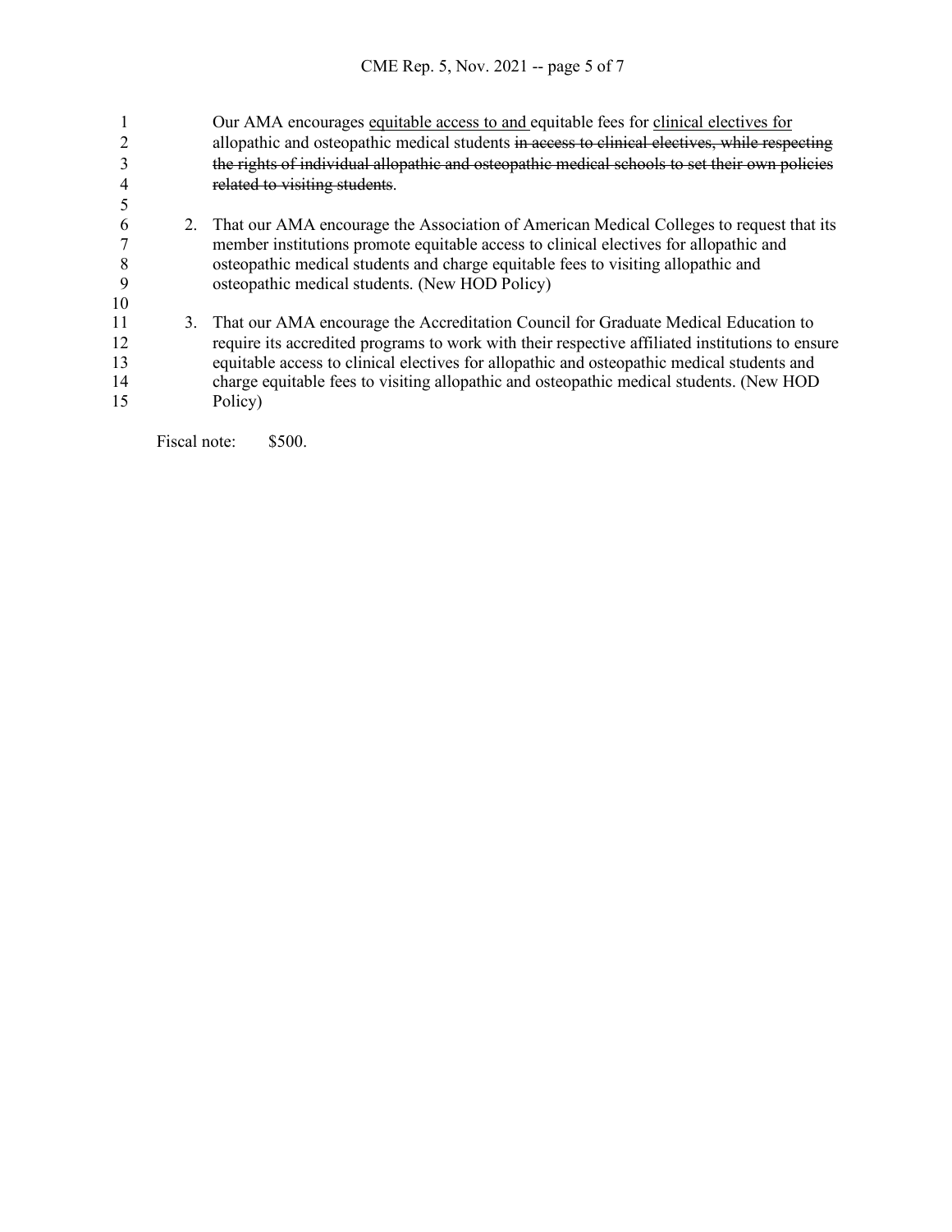Our AMA encourages <u>equitable access to and</u> equitable fees for <u>clinical electives for</u> <u>allopathic and osteopathic medical students</u> ~~in access to clinical electives, while respecting the rights of individual allopathic and osteopathic medical schools to set their own policies related to visiting students~~.

2. That our AMA encourage the Association of American Medical Colleges to request that its member institutions promote equitable access to clinical electives for allopathic and osteopathic medical students and charge equitable fees to visiting allopathic and osteopathic medical students. (New HOD Policy)

3. That our AMA encourage the Accreditation Council for Graduate Medical Education to require its accredited programs to work with their respective affiliated institutions to ensure equitable access to clinical electives for allopathic and osteopathic medical students and charge equitable fees to visiting allopathic and osteopathic medical students. (New HOD Policy)

Fiscal note: $500.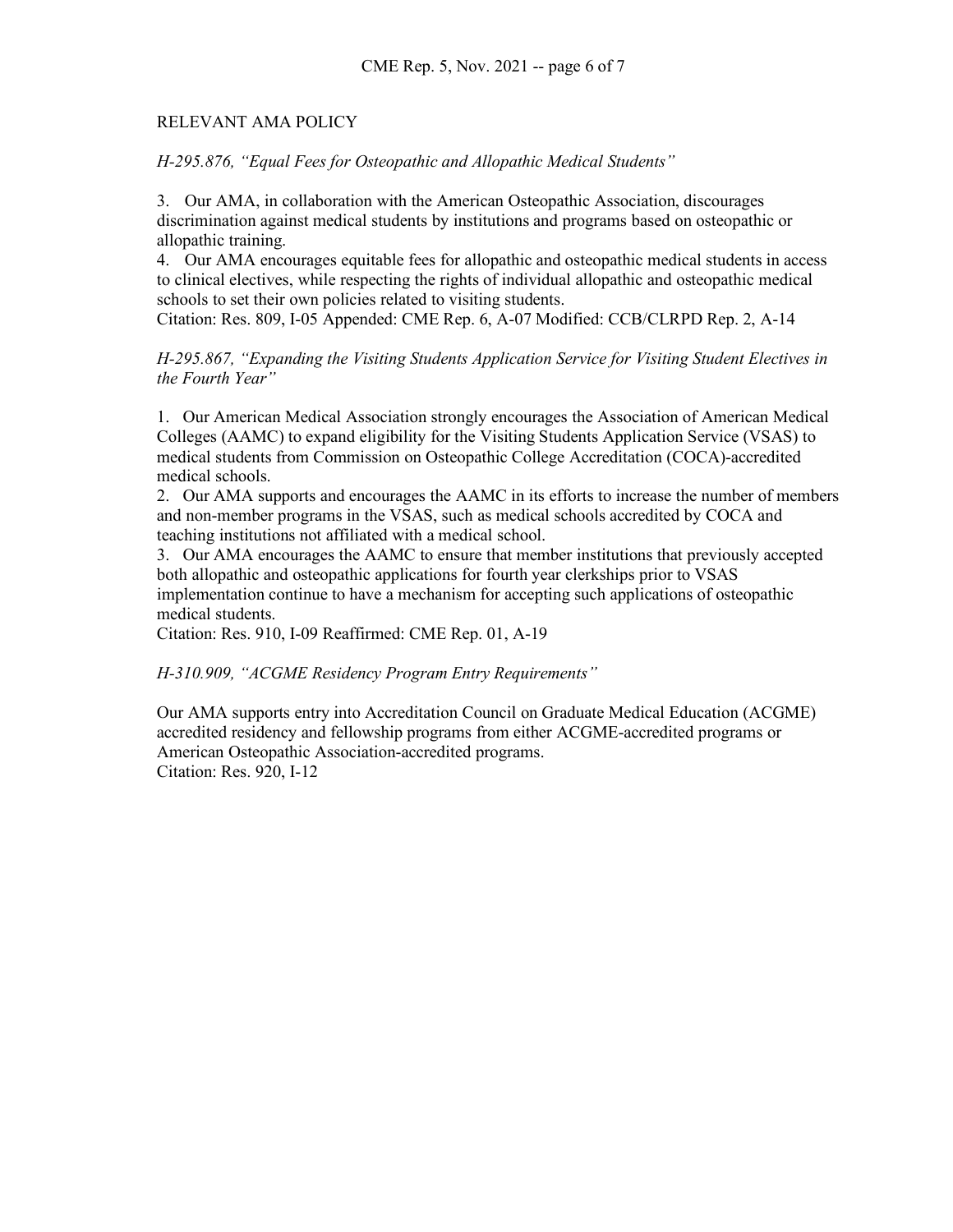## RELEVANT AMA POLICY

*H-295.876, "Equal Fees for Osteopathic and Allopathic Medical Students"*

3. Our AMA, in collaboration with the American Osteopathic Association, discourages discrimination against medical students by institutions and programs based on osteopathic or allopathic training.
4. Our AMA encourages equitable fees for allopathic and osteopathic medical students in access to clinical electives, while respecting the rights of individual allopathic and osteopathic medical schools to set their own policies related to visiting students.

Citation: Res. 809, I-05 Appended: CME Rep. 6, A-07 Modified: CCB/CLRPD Rep. 2, A-14

*H-295.867, "Expanding the Visiting Students Application Service for Visiting Student Electives in the Fourth Year"*

1. Our American Medical Association strongly encourages the Association of American Medical Colleges (AAMC) to expand eligibility for the Visiting Students Application Service (VSAS) to medical students from Commission on Osteopathic College Accreditation (COCA)-accredited medical schools.
2. Our AMA supports and encourages the AAMC in its efforts to increase the number of members and non-member programs in the VSAS, such as medical schools accredited by COCA and teaching institutions not affiliated with a medical school.
3. Our AMA encourages the AAMC to ensure that member institutions that previously accepted both allopathic and osteopathic applications for fourth year clerkships prior to VSAS implementation continue to have a mechanism for accepting such applications of osteopathic medical students.

Citation: Res. 910, I-09 Reaffirmed: CME Rep. 01, A-19

*H-310.909, "ACGME Residency Program Entry Requirements"*

Our AMA supports entry into Accreditation Council on Graduate Medical Education (ACGME) accredited residency and fellowship programs from either ACGME-accredited programs or American Osteopathic Association-accredited programs.

Citation: Res. 920, I-12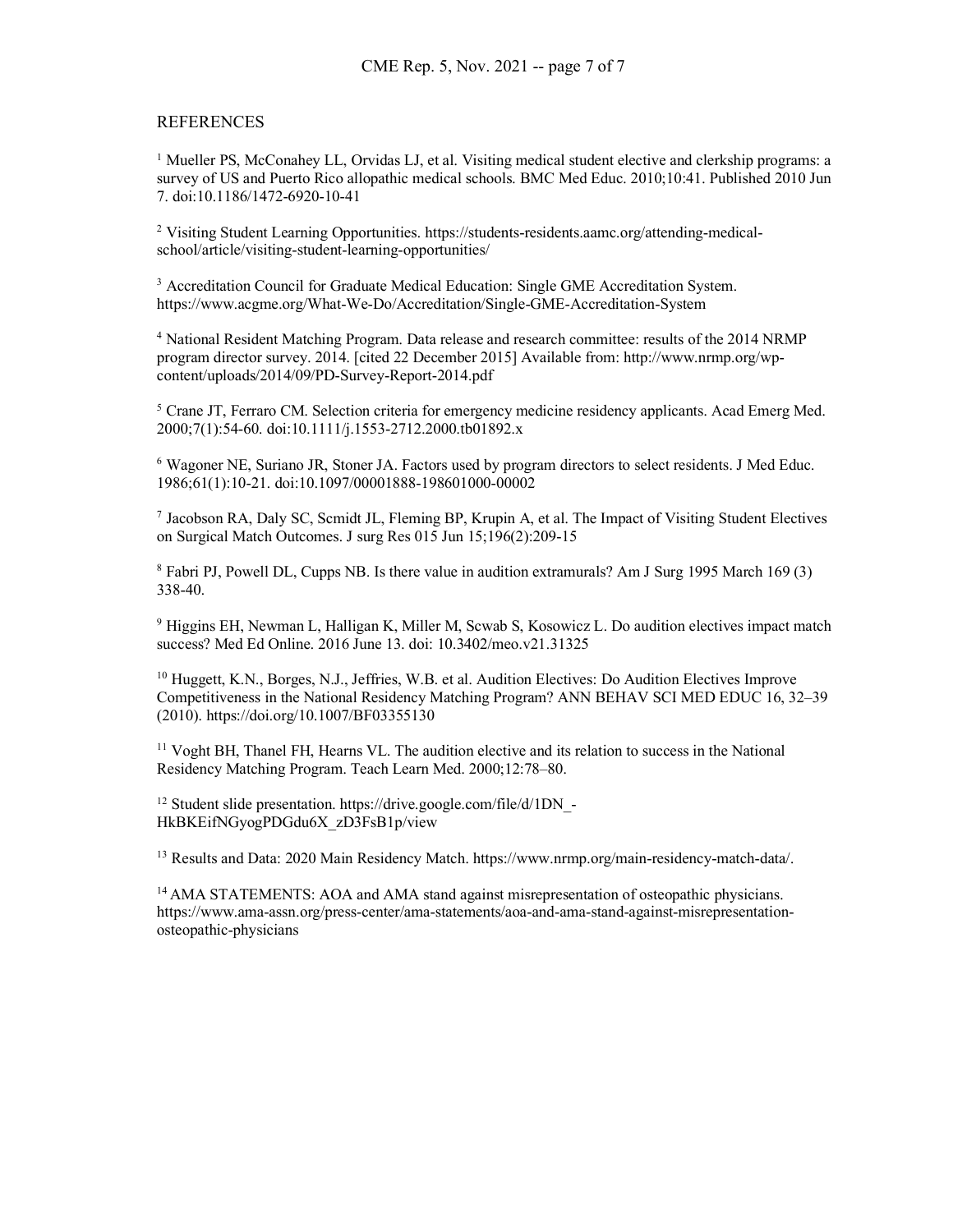## REFERENCES

[1] Mueller PS, McConahey LL, Orvidas LJ, et al. Visiting medical student elective and clerkship programs: a survey of US and Puerto Rico allopathic medical schools. BMC Med Educ. 2010;10:41. Published 2010 Jun 7. doi:10.1186/1472-6920-10-41

[2] Visiting Student Learning Opportunities. https://students-residents.aamc.org/attending-medical-school/article/visiting-student-learning-opportunities/

[3] Accreditation Council for Graduate Medical Education: Single GME Accreditation System. https://www.acgme.org/What-We-Do/Accreditation/Single-GME-Accreditation-System

[4] National Resident Matching Program. Data release and research committee: results of the 2014 NRMP program director survey. 2014. [cited 22 December 2015] Available from: http://www.nrmp.org/wp-content/uploads/2014/09/PD-Survey-Report-2014.pdf

[5] Crane JT, Ferraro CM. Selection criteria for emergency medicine residency applicants. Acad Emerg Med. 2000;7(1):54-60. doi:10.1111/j.1553-2712.2000.tb01892.x

[6] Wagoner NE, Suriano JR, Stoner JA. Factors used by program directors to select residents. J Med Educ. 1986;61(1):10-21. doi:10.1097/00001888-198601000-00002

[7] Jacobson RA, Daly SC, Scmidt JL, Fleming BP, Krupin A, et al. The Impact of Visiting Student Electives on Surgical Match Outcomes. J surg Res 015 Jun 15;196(2):209-15

[8] Fabri PJ, Powell DL, Cupps NB. Is there value in audition extramurals? Am J Surg 1995 March 169 (3) 338-40.

[9] Higgins EH, Newman L, Halligan K, Miller M, Scwab S, Kosowicz L. Do audition electives impact match success? Med Ed Online. 2016 June 13. doi: 10.3402/meo.v21.31325

[10] Huggett, K.N., Borges, N.J., Jeffries, W.B. et al. Audition Electives: Do Audition Electives Improve Competitiveness in the National Residency Matching Program? ANN BEHAV SCI MED EDUC 16, 32–39 (2010). https://doi.org/10.1007/BF03355130

[11] Voght BH, Thanel FH, Hearns VL. The audition elective and its relation to success in the National Residency Matching Program. Teach Learn Med. 2000;12:78–80.

[12] Student slide presentation. https://drive.google.com/file/d/1DN_-HkBKEifNGyogPDGdu6X_zD3FsB1p/view

[13] Results and Data: 2020 Main Residency Match. https://www.nrmp.org/main-residency-match-data/.

[14] AMA STATEMENTS: AOA and AMA stand against misrepresentation of osteopathic physicians. https://www.ama-assn.org/press-center/ama-statements/aoa-and-ama-stand-against-misrepresentation-osteopathic-physicians